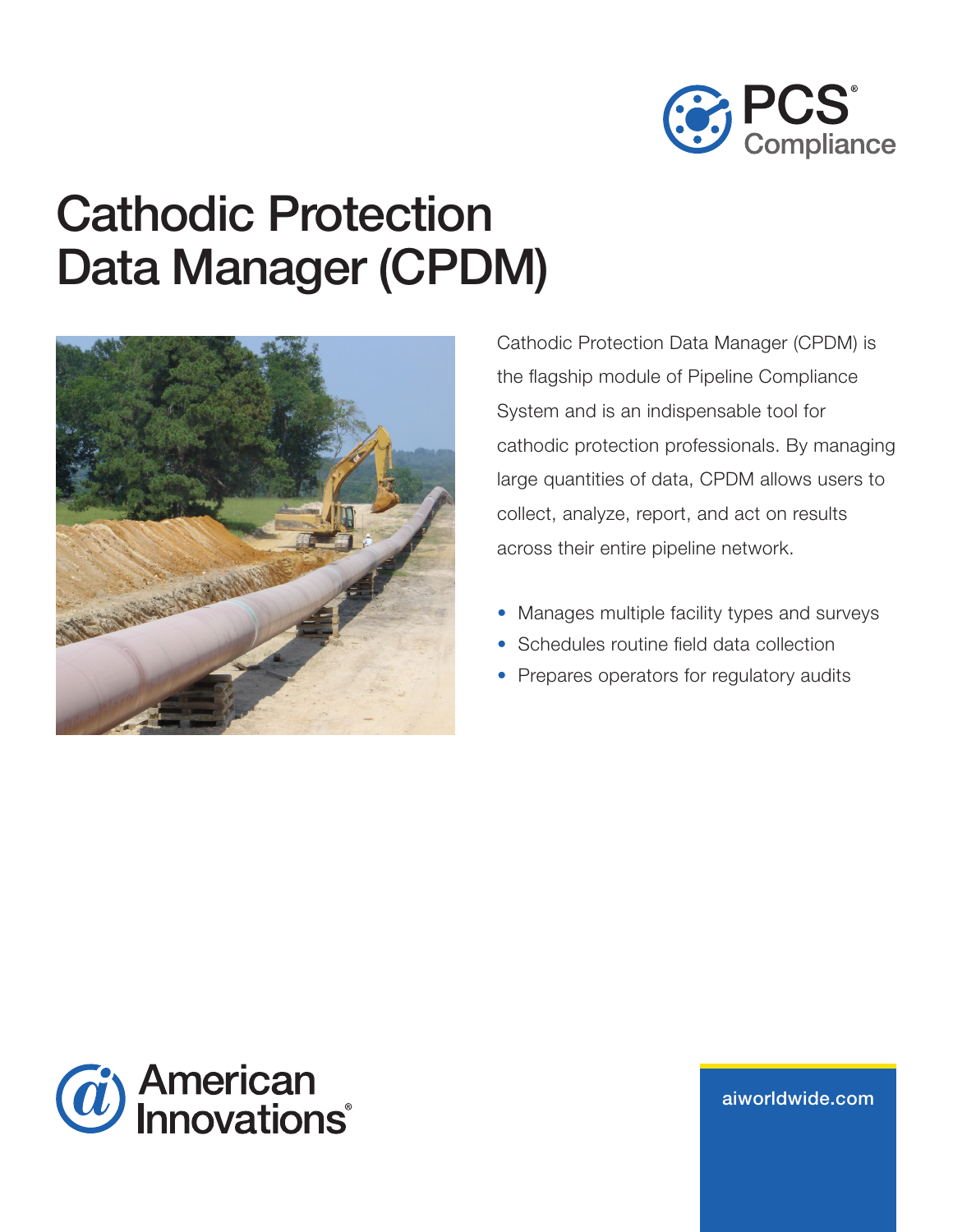PCS® Compliance

# Cathodic Protection Data Manager (CPDM)

Cathodic Protection Data Manager (CPDM) is the flagship module of Pipeline Compliance System and is an indispensable tool for cathodic protection professionals. By managing large quantities of data, CPDM allows users to collect, analyze, report, and act on results across their entire pipeline network.

- Manages multiple facility types and surveys
- Schedules routine field data collection
- Prepares operators for regulatory audits

American Innovations®

aiworldwide.com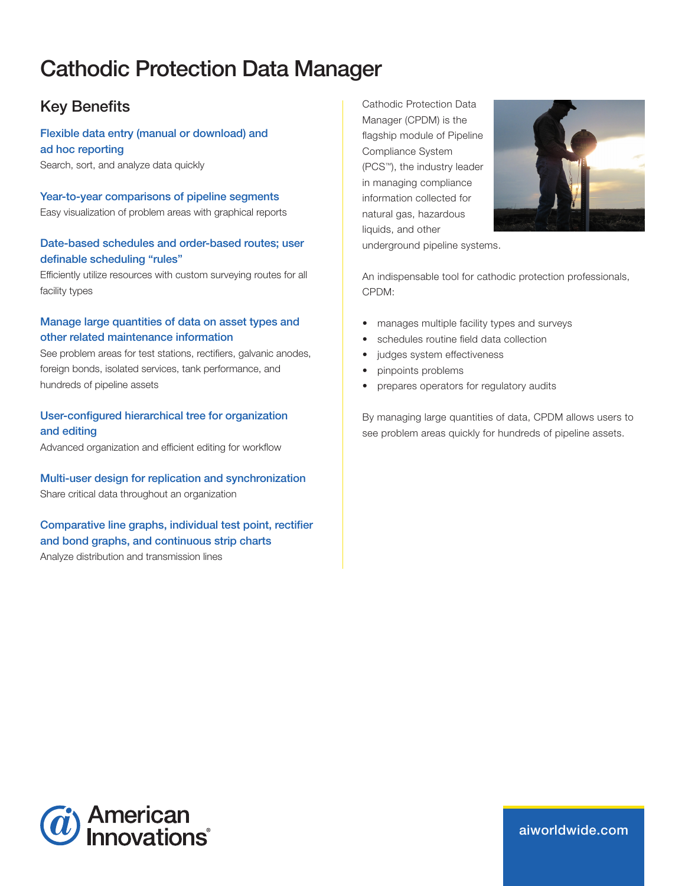# Cathodic Protection Data Manager

## Key Benefits

### Flexible data entry (manual or download) and ad hoc reporting

Search, sort, and analyze data quickly

### Year-to-year comparisons of pipeline segments

Easy visualization of problem areas with graphical reports

### Date-based schedules and order-based routes; user definable scheduling "rules"

Efficiently utilize resources with custom surveying routes for all facility types

### Manage large quantities of data on asset types and other related maintenance information

See problem areas for test stations, rectifiers, galvanic anodes, foreign bonds, isolated services, tank performance, and hundreds of pipeline assets

### User-configured hierarchical tree for organization and editing

Advanced organization and efficient editing for workflow

### Multi-user design for replication and synchronization

Share critical data throughout an organization

### Comparative line graphs, individual test point, rectifier and bond graphs, and continuous strip charts

Analyze distribution and transmission lines

Cathodic Protection Data Manager (CPDM) is the flagship module of Pipeline Compliance System (PCS™), the industry leader in managing compliance information collected for natural gas, hazardous liquids, and other underground pipeline systems.

An indispensable tool for cathodic protection professionals, CPDM:

- manages multiple facility types and surveys
- schedules routine field data collection
- judges system effectiveness
- pinpoints problems
- prepares operators for regulatory audits

By managing large quantities of data, CPDM allows users to see problem areas quickly for hundreds of pipeline assets.

American Innovations®

aiworldwide.com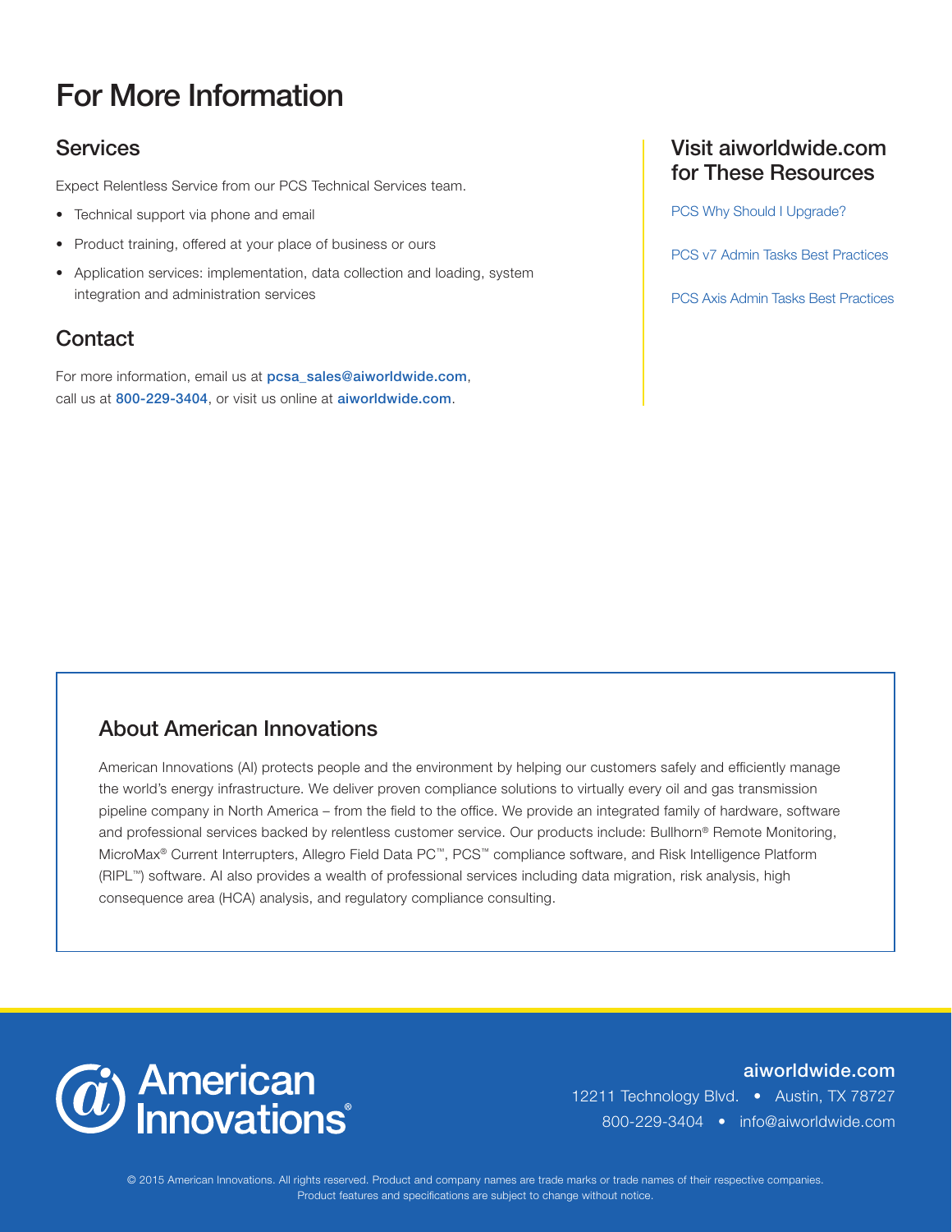# For More Information

## Services

Expect Relentless Service from our PCS Technical Services team.

- Technical support via phone and email
- Product training, offered at your place of business or ours
- Application services: implementation, data collection and loading, system integration and administration services

## Contact

For more information, email us at **pcsa_sales@aiworldwide.com**, call us at **800-229-3404**, or visit us online at **aiworldwide.com**.

## Visit aiworldwide.com for These Resources

PCS Why Should I Upgrade?

PCS v7 Admin Tasks Best Practices

PCS Axis Admin Tasks Best Practices

## About American Innovations

American Innovations (AI) protects people and the environment by helping our customers safely and efficiently manage the world's energy infrastructure. We deliver proven compliance solutions to virtually every oil and gas transmission pipeline company in North America – from the field to the office. We provide an integrated family of hardware, software and professional services backed by relentless customer service. Our products include: Bullhorn® Remote Monitoring, MicroMax® Current Interrupters, Allegro Field Data PC™, PCS™ compliance software, and Risk Intelligence Platform (RIPL™) software. AI also provides a wealth of professional services including data migration, risk analysis, high consequence area (HCA) analysis, and regulatory compliance consulting.

American Innovations®

**aiworldwide.com**

12211 Technology Blvd. • Austin, TX 78727

800-229-3404 • info@aiworldwide.com

© 2015 American Innovations. All rights reserved. Product and company names are trade marks or trade names of their respective companies. Product features and specifications are subject to change without notice.